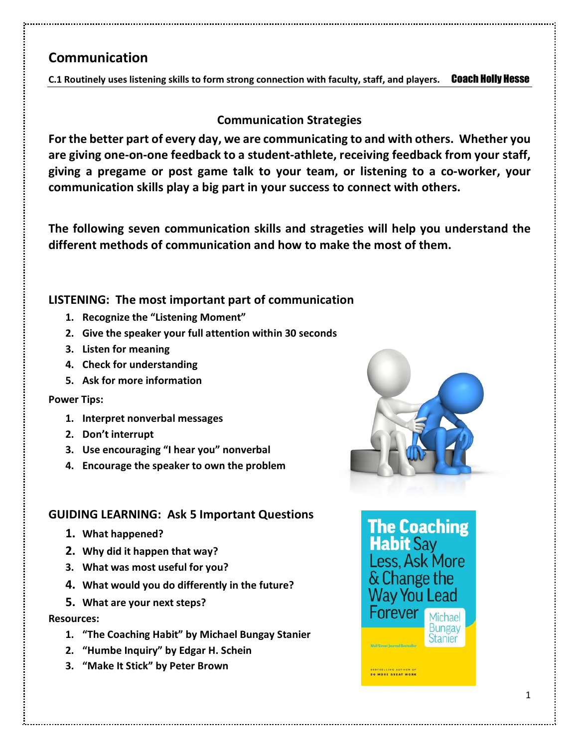# Communication

**C.1 Routinely uses listening skills to form strong connection with faculty, staff, and players.** **Coach Holly Hesse**

## Communication Strategies

**For the better part of every day, we are communicating to and with others. Whether you are giving one-on-one feedback to a student-athlete, receiving feedback from your staff, giving a pregame or post game talk to your team, or listening to a co-worker, your communication skills play a big part in your success to connect with others.**

**The following seven communication skills and strageties will help you understand the different methods of communication and how to make the most of them.**

### LISTENING: The most important part of communication

1. **Recognize the "Listening Moment"**
2. **Give the speaker your full attention within 30 seconds**
3. **Listen for meaning**
4. **Check for understanding**
5. **Ask for more information**

**Power Tips:**

1. **Interpret nonverbal messages**
2. **Don't interrupt**
3. **Use encouraging "I hear you" nonverbal**
4. **Encourage the speaker to own the problem**

### GUIDING LEARNING: Ask 5 Important Questions

1. **What happened?**
2. **Why did it happen that way?**
3. **What was most useful for you?**
4. **What would you do differently in the future?**
5. **What are your next steps?**

**Resources:**

1. **"The Coaching Habit" by Michael Bungay Stanier**
2. **"Humbe Inquiry" by Edgar H. Schein**
3. **"Make It Stick" by Peter Brown**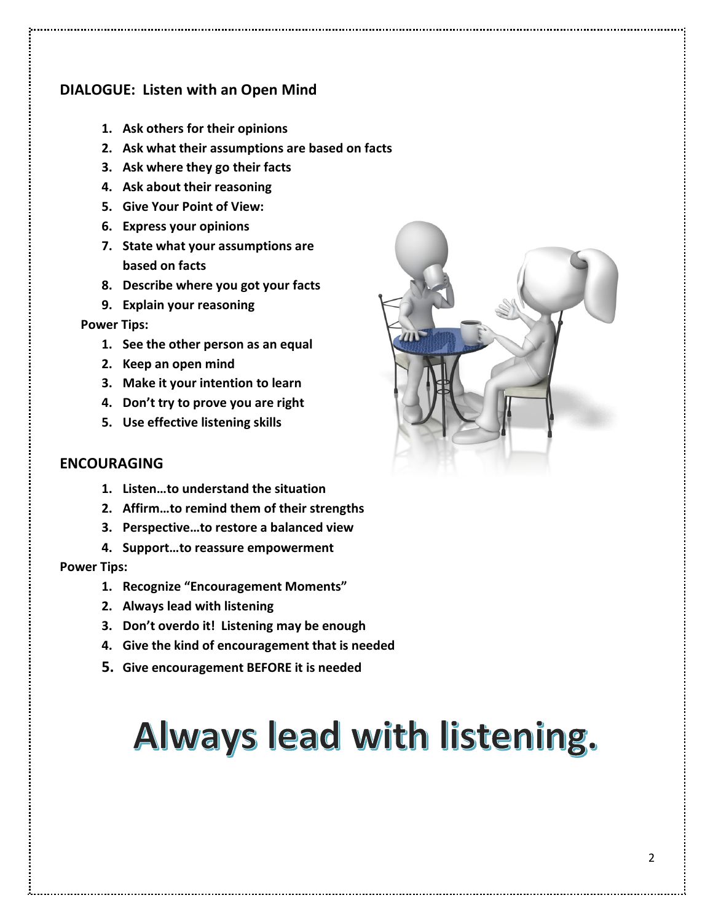## DIALOGUE: Listen with an Open Mind

1. **Ask others for their opinions**
2. **Ask what their assumptions are based on facts**
3. **Ask where they go their facts**
4. **Ask about their reasoning**
5. **Give Your Point of View:**
6. **Express your opinions**
7. **State what your assumptions are based on facts**
8. **Describe where you got your facts**
9. **Explain your reasoning**

**Power Tips:**

1. **See the other person as an equal**
2. **Keep an open mind**
3. **Make it your intention to learn**
4. **Don't try to prove you are right**
5. **Use effective listening skills**

## ENCOURAGING

1. **Listen…to understand the situation**
2. **Affirm…to remind them of their strengths**
3. **Perspective…to restore a balanced view**
4. **Support…to reassure empowerment**

**Power Tips:**

1. **Recognize "Encouragement Moments"**
2. **Always lead with listening**
3. **Don't overdo it! Listening may be enough**
4. **Give the kind of encouragement that is needed**
5. **Give encouragement BEFORE it is needed**

# Always lead with listening.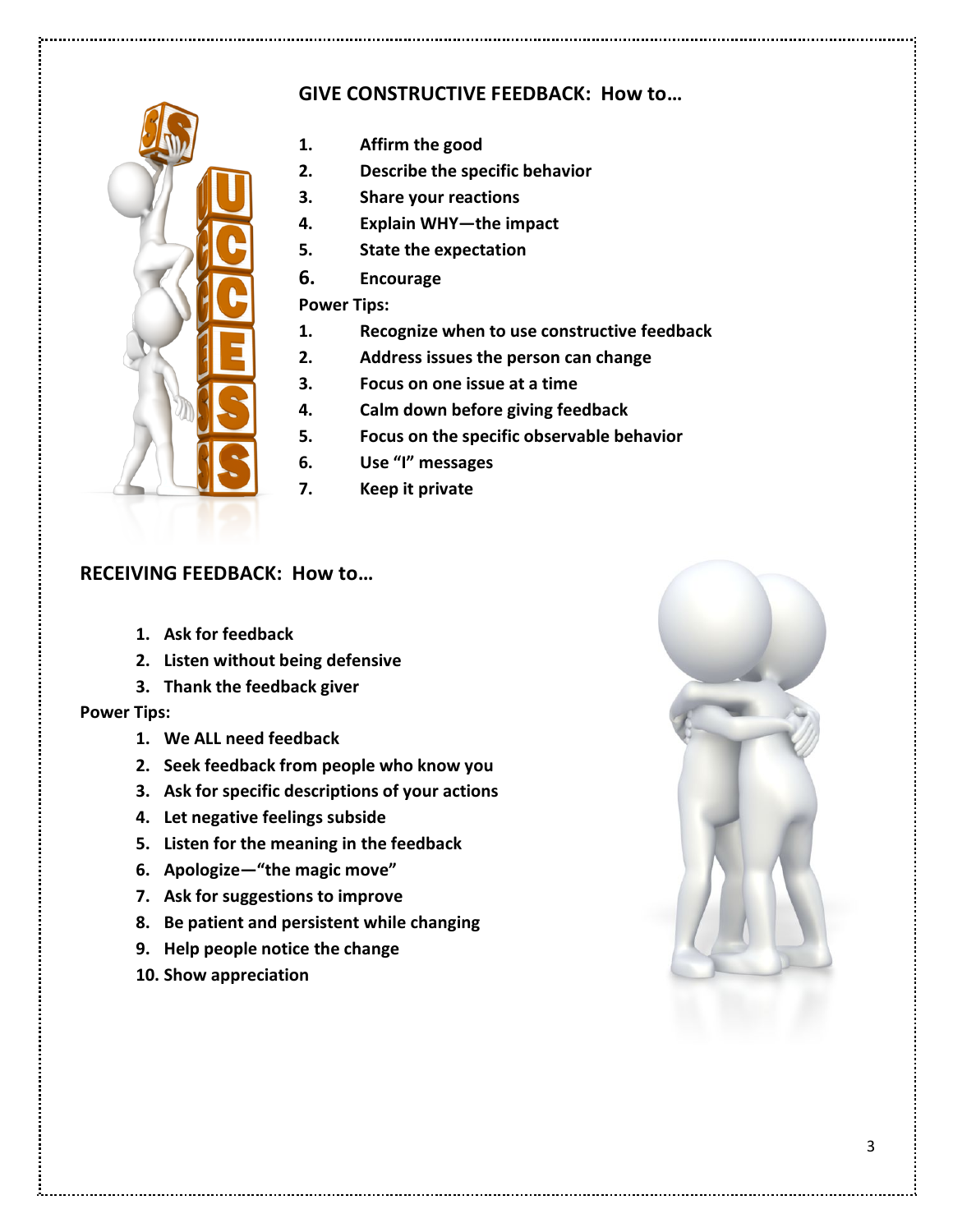## GIVE CONSTRUCTIVE FEEDBACK: How to…

1. **Affirm the good**
2. **Describe the specific behavior**
3. **Share your reactions**
4. **Explain WHY—the impact**
5. **State the expectation**
6. **Encourage**

**Power Tips:**

1. **Recognize when to use constructive feedback**
2. **Address issues the person can change**
3. **Focus on one issue at a time**
4. **Calm down before giving feedback**
5. **Focus on the specific observable behavior**
6. **Use "I" messages**
7. **Keep it private**

## RECEIVING FEEDBACK: How to…

1. **Ask for feedback**
2. **Listen without being defensive**
3. **Thank the feedback giver**

**Power Tips:**

1. **We ALL need feedback**
2. **Seek feedback from people who know you**
3. **Ask for specific descriptions of your actions**
4. **Let negative feelings subside**
5. **Listen for the meaning in the feedback**
6. **Apologize—"the magic move"**
7. **Ask for suggestions to improve**
8. **Be patient and persistent while changing**
9. **Help people notice the change**
10. **Show appreciation**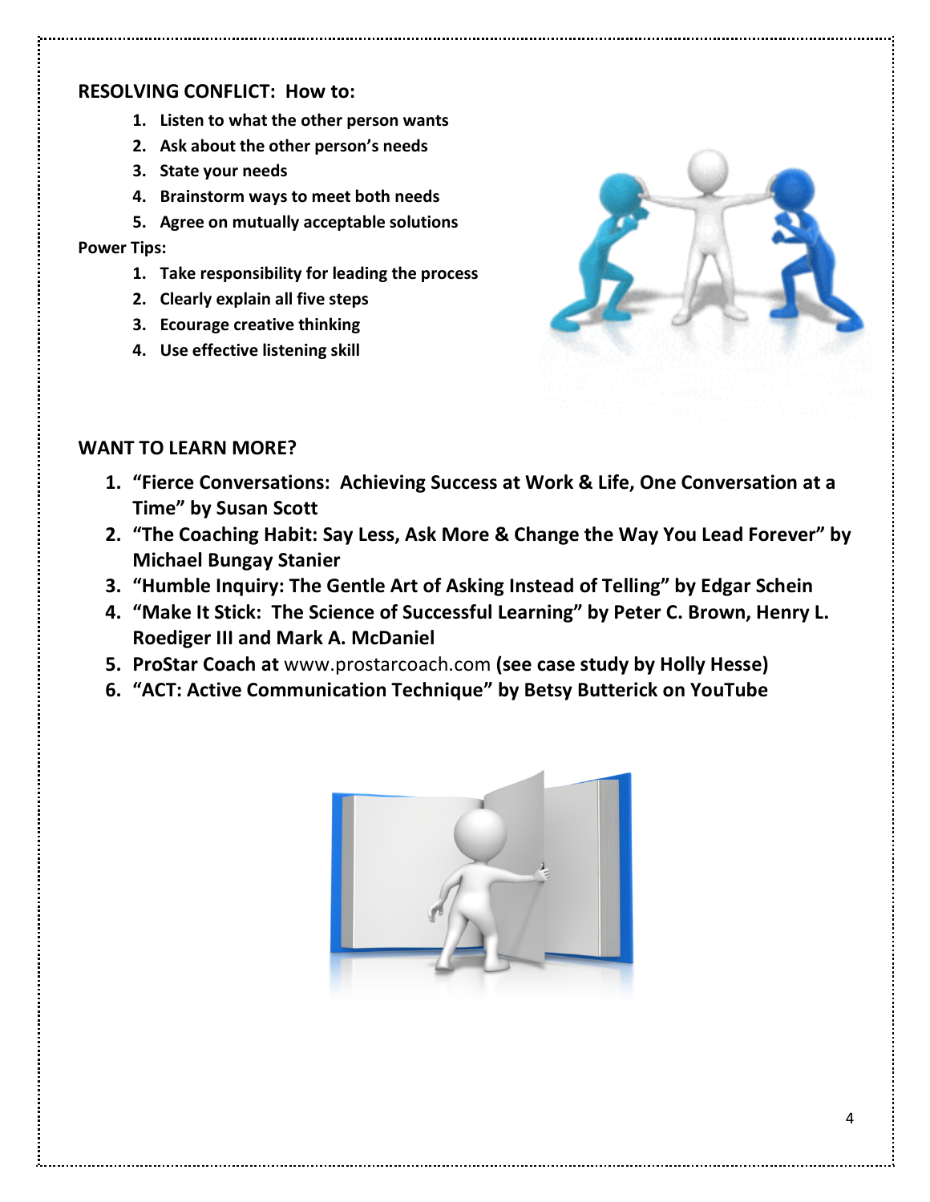**RESOLVING CONFLICT: How to:**

1. **Listen to what the other person wants**
2. **Ask about the other person's needs**
3. **State your needs**
4. **Brainstorm ways to meet both needs**
5. **Agree on mutually acceptable solutions**

**Power Tips:**

1. **Take responsibility for leading the process**
2. **Clearly explain all five steps**
3. **Ecourage creative thinking**
4. **Use effective listening skill**

**WANT TO LEARN MORE?**

1. **"Fierce Conversations: Achieving Success at Work & Life, One Conversation at a Time" by Susan Scott**
2. **"The Coaching Habit: Say Less, Ask More & Change the Way You Lead Forever" by Michael Bungay Stanier**
3. **"Humble Inquiry: The Gentle Art of Asking Instead of Telling" by Edgar Schein**
4. **"Make It Stick: The Science of Successful Learning" by Peter C. Brown, Henry L. Roediger III and Mark A. McDaniel**
5. **ProStar Coach at** www.prostarcoach.com **(see case study by Holly Hesse)**
6. **"ACT: Active Communication Technique" by Betsy Butterick on YouTube**